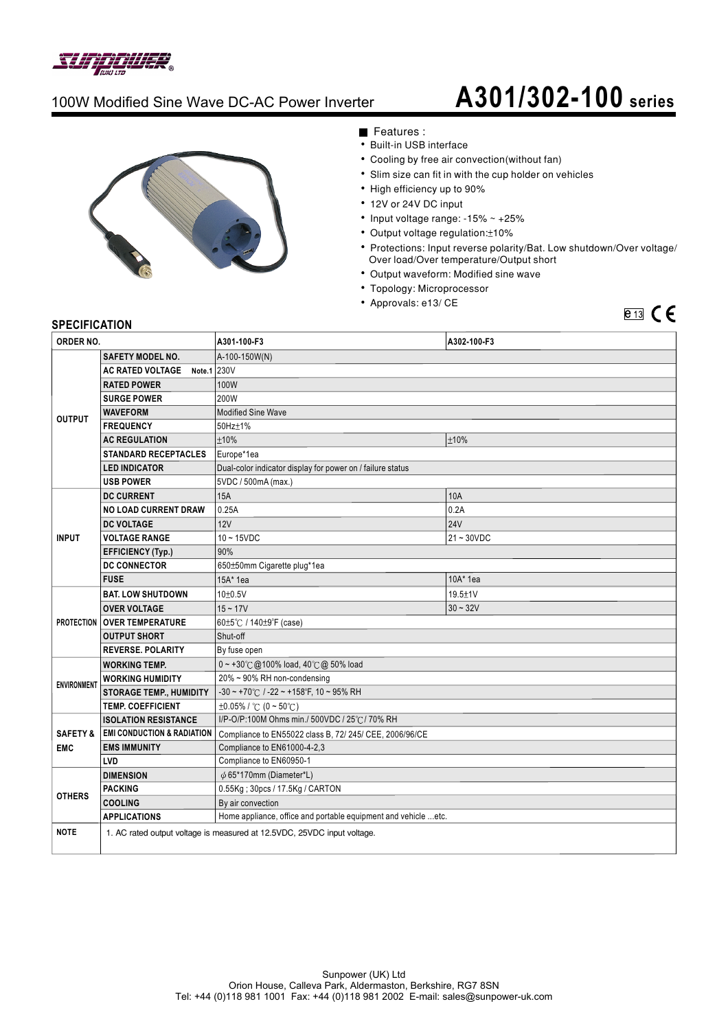SUNPOWER (UK) LTD

# 100W Modified Sine Wave DC-AC Power Inverter — A301/302-100 series

## Features :

- Built-in USB interface
- Cooling by free air convection(without fan)
- Slim size can fit in with the cup holder on vehicles
- High efficiency up to 90%
- 12V or 24V DC input
- Input voltage range: -15% ~ +25%
- Output voltage regulation:±10%
- Protections: Input reverse polarity/Bat. Low shutdown/Over voltage/ Over load/Over temperature/Output short
- Output waveform: Modified sine wave
- Topology: Microprocessor
- Approvals: e13/ CE

## SPECIFICATION

| ORDER NO. | | A301-100-F3 | A302-100-F3 |
|---|---|---|---|
| OUTPUT | SAFETY MODEL NO. | A-100-150W(N) | |
| | AC RATED VOLTAGE Note.1 | 230V | |
| | RATED POWER | 100W | |
| | SURGE POWER | 200W | |
| | WAVEFORM | Modified Sine Wave | |
| | FREQUENCY | 50Hz±1% | |
| | AC REGULATION | ±10% | ±10% |
| | STANDARD RECEPTACLES | Europe*1ea | |
| | LED INDICATOR | Dual-color indicator display for power on / failure status | |
| | USB POWER | 5VDC / 500mA (max.) | |
| INPUT | DC CURRENT | 15A | 10A |
| | NO LOAD CURRENT DRAW | 0.25A | 0.2A |
| | DC VOLTAGE | 12V | 24V |
| | VOLTAGE RANGE | 10 ~ 15VDC | 21 ~ 30VDC |
| | EFFICIENCY (Typ.) | 90% | |
| | DC CONNECTOR | 650±50mm Cigarette plug*1ea | |
| | FUSE | 15A* 1ea | 10A* 1ea |
| PROTECTION | BAT. LOW SHUTDOWN | 10±0.5V | 19.5±1V |
| | OVER VOLTAGE | 15 ~ 17V | 30 ~ 32V |
| | OVER TEMPERATURE | 60±5℃ / 140±9°F (case) | |
| | OUTPUT SHORT | Shut-off | |
| | REVERSE. POLARITY | By fuse open | |
| ENVIRONMENT | WORKING TEMP. | 0 ~ +30℃@100% load, 40℃@ 50% load | |
| | WORKING HUMIDITY | 20% ~ 90% RH non-condensing | |
| | STORAGE TEMP., HUMIDITY | -30 ~ +70℃ / -22 ~ +158°F, 10 ~ 95% RH | |
| | TEMP. COEFFICIENT | ±0.05% / ℃ (0 ~ 50℃) | |
| SAFETY & EMC | ISOLATION RESISTANCE | I/P-O/P:100M Ohms min./ 500VDC / 25℃/ 70% RH | |
| | EMI CONDUCTION & RADIATION | Compliance to EN55022 class B, 72/ 245/ CEE, 2006/96/CE | |
| | EMS IMMUNITY | Compliance to EN61000-4-2,3 | |
| | LVD | Compliance to EN60950-1 | |
| OTHERS | DIMENSION | φ65*170mm (Diameter*L) | |
| | PACKING | 0.55Kg ; 30pcs / 17.5Kg / CARTON | |
| | COOLING | By air convection | |
| | APPLICATIONS | Home appliance, office and portable equipment and vehicle ...etc. | |
| NOTE | 1. AC rated output voltage is measured at 12.5VDC, 25VDC input voltage. | | |

Sunpower (UK) Ltd
Orion House, Calleva Park, Aldermaston, Berkshire, RG7 8SN
Tel: +44 (0)118 981 1001 Fax: +44 (0)118 981 2002 E-mail: sales@sunpower-uk.com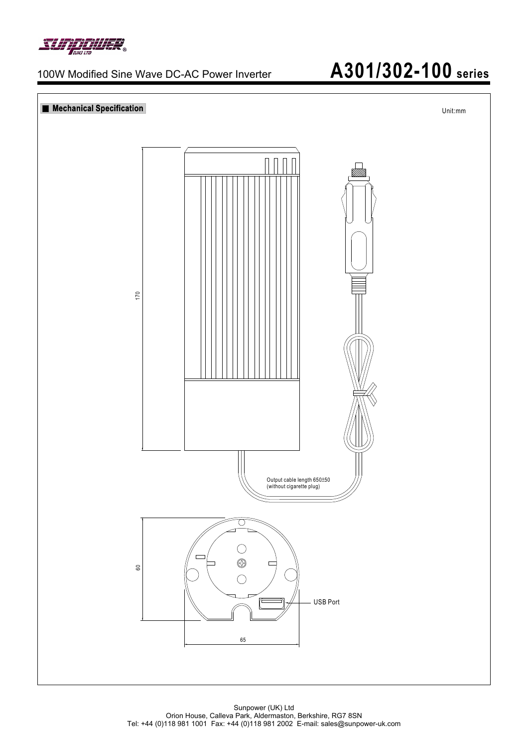100W Modified Sine Wave DC-AC Power Inverter

# A301/302-100 series

## Mechanical Specification

Unit:mm

170

Output cable length 650±50
(without cigarette plug)

60

USB Port

65

Sunpower (UK) Ltd
Orion House, Calleva Park, Aldermaston, Berkshire, RG7 8SN
Tel: +44 (0)118 981 1001 Fax: +44 (0)118 981 2002 E-mail: sales@sunpower-uk.com